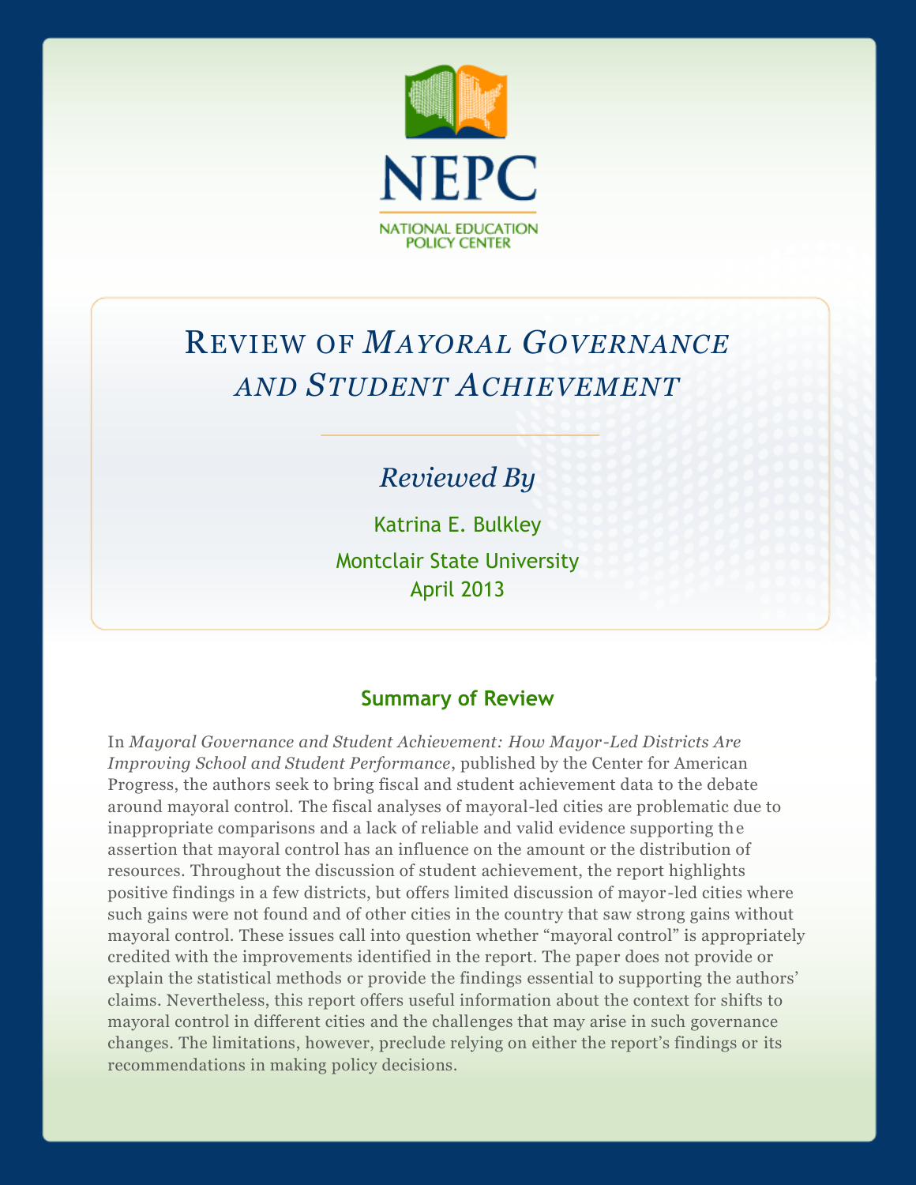NEPC

NATIONAL EDUCATION POLICY CENTER

# Review of *Mayoral Governance and Student Achievement*

*Reviewed By*

Katrina E. Bulkley

Montclair State University

April 2013

## Summary of Review

In *Mayoral Governance and Student Achievement: How Mayor-Led Districts Are Improving School and Student Performance*, published by the Center for American Progress, the authors seek to bring fiscal and student achievement data to the debate around mayoral control. The fiscal analyses of mayoral-led cities are problematic due to inappropriate comparisons and a lack of reliable and valid evidence supporting the assertion that mayoral control has an influence on the amount or the distribution of resources. Throughout the discussion of student achievement, the report highlights positive findings in a few districts, but offers limited discussion of mayor-led cities where such gains were not found and of other cities in the country that saw strong gains without mayoral control. These issues call into question whether "mayoral control" is appropriately credited with the improvements identified in the report. The paper does not provide or explain the statistical methods or provide the findings essential to supporting the authors' claims. Nevertheless, this report offers useful information about the context for shifts to mayoral control in different cities and the challenges that may arise in such governance changes. The limitations, however, preclude relying on either the report's findings or its recommendations in making policy decisions.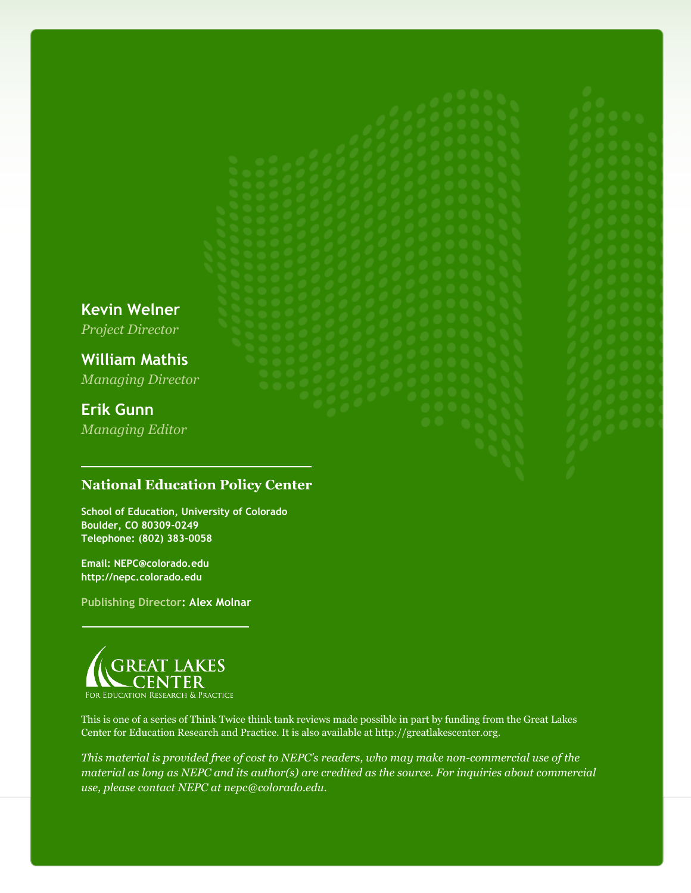**Kevin Welner**
*Project Director*

**William Mathis**
*Managing Director*

**Erik Gunn**
*Managing Editor*

## National Education Policy Center

**School of Education, University of Colorado**
**Boulder, CO 80309-0249**
**Telephone: (802) 383-0058**

**Email: NEPC@colorado.edu**
**http://nepc.colorado.edu**

**Publishing Director: Alex Molnar**

GREAT LAKES CENTER
For Education Research & Practice

This is one of a series of Think Twice think tank reviews made possible in part by funding from the Great Lakes Center for Education Research and Practice. It is also available at http://greatlakescenter.org.

*This material is provided free of cost to NEPC's readers, who may make non-commercial use of the material as long as NEPC and its author(s) are credited as the source. For inquiries about commercial use, please contact NEPC at nepc@colorado.edu.*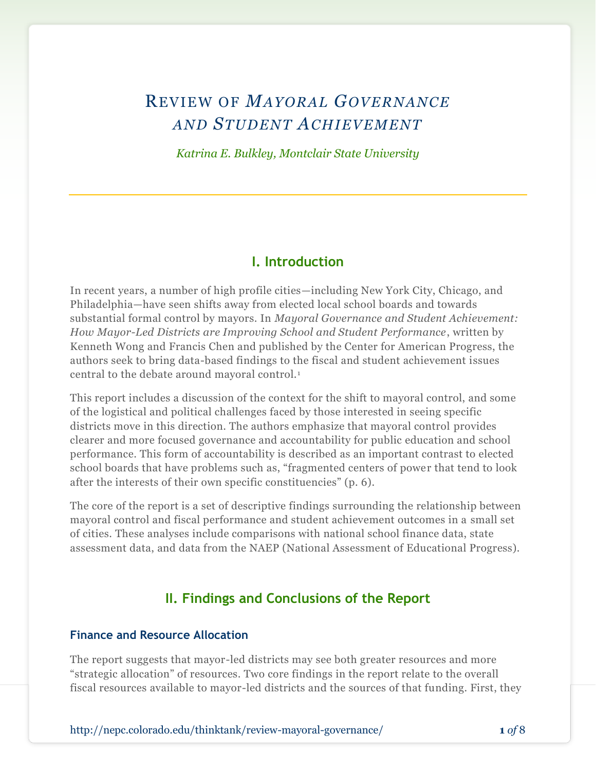# Review of *Mayoral Governance and Student Achievement*

*Katrina E. Bulkley, Montclair State University*

## I. Introduction

In recent years, a number of high profile cities—including New York City, Chicago, and Philadelphia—have seen shifts away from elected local school boards and towards substantial formal control by mayors. In *Mayoral Governance and Student Achievement: How Mayor-Led Districts are Improving School and Student Performance*, written by Kenneth Wong and Francis Chen and published by the Center for American Progress, the authors seek to bring data-based findings to the fiscal and student achievement issues central to the debate around mayoral control.[1]

This report includes a discussion of the context for the shift to mayoral control, and some of the logistical and political challenges faced by those interested in seeing specific districts move in this direction. The authors emphasize that mayoral control provides clearer and more focused governance and accountability for public education and school performance. This form of accountability is described as an important contrast to elected school boards that have problems such as, "fragmented centers of power that tend to look after the interests of their own specific constituencies" (p. 6).

The core of the report is a set of descriptive findings surrounding the relationship between mayoral control and fiscal performance and student achievement outcomes in a small set of cities. These analyses include comparisons with national school finance data, state assessment data, and data from the NAEP (National Assessment of Educational Progress).

## II. Findings and Conclusions of the Report

### Finance and Resource Allocation

The report suggests that mayor-led districts may see both greater resources and more "strategic allocation" of resources. Two core findings in the report relate to the overall fiscal resources available to mayor-led districts and the sources of that funding. First, they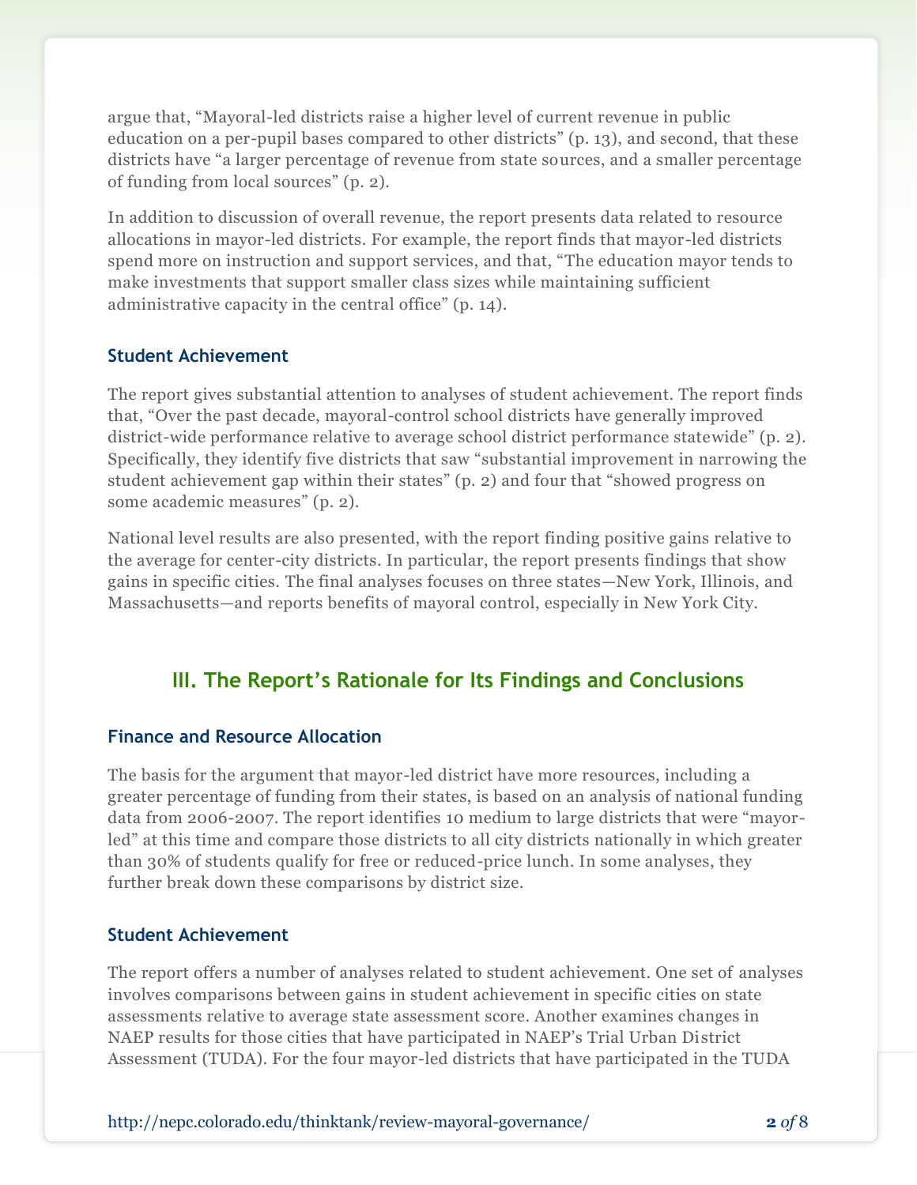argue that, "Mayoral-led districts raise a higher level of current revenue in public education on a per-pupil bases compared to other districts" (p. 13), and second, that these districts have "a larger percentage of revenue from state sources, and a smaller percentage of funding from local sources" (p. 2).

In addition to discussion of overall revenue, the report presents data related to resource allocations in mayor-led districts. For example, the report finds that mayor-led districts spend more on instruction and support services, and that, "The education mayor tends to make investments that support smaller class sizes while maintaining sufficient administrative capacity in the central office" (p. 14).

### Student Achievement

The report gives substantial attention to analyses of student achievement. The report finds that, "Over the past decade, mayoral-control school districts have generally improved district-wide performance relative to average school district performance statewide" (p. 2). Specifically, they identify five districts that saw "substantial improvement in narrowing the student achievement gap within their states" (p. 2) and four that "showed progress on some academic measures" (p. 2).

National level results are also presented, with the report finding positive gains relative to the average for center-city districts. In particular, the report presents findings that show gains in specific cities. The final analyses focuses on three states—New York, Illinois, and Massachusetts—and reports benefits of mayoral control, especially in New York City.

## III. The Report's Rationale for Its Findings and Conclusions

### Finance and Resource Allocation

The basis for the argument that mayor-led district have more resources, including a greater percentage of funding from their states, is based on an analysis of national funding data from 2006-2007. The report identifies 10 medium to large districts that were "mayor-led" at this time and compare those districts to all city districts nationally in which greater than 30% of students qualify for free or reduced-price lunch. In some analyses, they further break down these comparisons by district size.

### Student Achievement

The report offers a number of analyses related to student achievement. One set of analyses involves comparisons between gains in student achievement in specific cities on state assessments relative to average state assessment score. Another examines changes in NAEP results for those cities that have participated in NAEP's Trial Urban District Assessment (TUDA). For the four mayor-led districts that have participated in the TUDA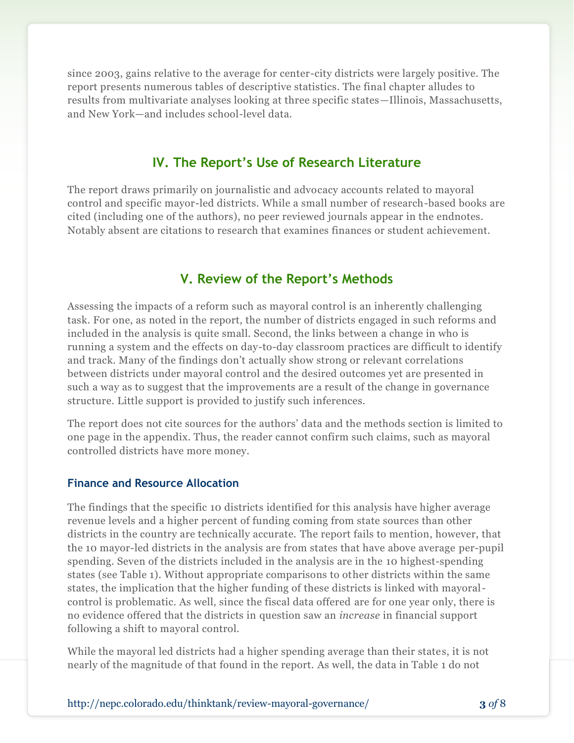since 2003, gains relative to the average for center-city districts were largely positive. The report presents numerous tables of descriptive statistics. The final chapter alludes to results from multivariate analyses looking at three specific states—Illinois, Massachusetts, and New York—and includes school-level data.

## IV. The Report's Use of Research Literature

The report draws primarily on journalistic and advocacy accounts related to mayoral control and specific mayor-led districts. While a small number of research-based books are cited (including one of the authors), no peer reviewed journals appear in the endnotes. Notably absent are citations to research that examines finances or student achievement.

## V. Review of the Report's Methods

Assessing the impacts of a reform such as mayoral control is an inherently challenging task. For one, as noted in the report, the number of districts engaged in such reforms and included in the analysis is quite small. Second, the links between a change in who is running a system and the effects on day-to-day classroom practices are difficult to identify and track. Many of the findings don't actually show strong or relevant correlations between districts under mayoral control and the desired outcomes yet are presented in such a way as to suggest that the improvements are a result of the change in governance structure. Little support is provided to justify such inferences.

The report does not cite sources for the authors' data and the methods section is limited to one page in the appendix. Thus, the reader cannot confirm such claims, such as mayoral controlled districts have more money.

### Finance and Resource Allocation

The findings that the specific 10 districts identified for this analysis have higher average revenue levels and a higher percent of funding coming from state sources than other districts in the country are technically accurate. The report fails to mention, however, that the 10 mayor-led districts in the analysis are from states that have above average per-pupil spending. Seven of the districts included in the analysis are in the 10 highest-spending states (see Table 1). Without appropriate comparisons to other districts within the same states, the implication that the higher funding of these districts is linked with mayoral-control is problematic. As well, since the fiscal data offered are for one year only, there is no evidence offered that the districts in question saw an *increase* in financial support following a shift to mayoral control.

While the mayoral led districts had a higher spending average than their states, it is not nearly of the magnitude of that found in the report. As well, the data in Table 1 do not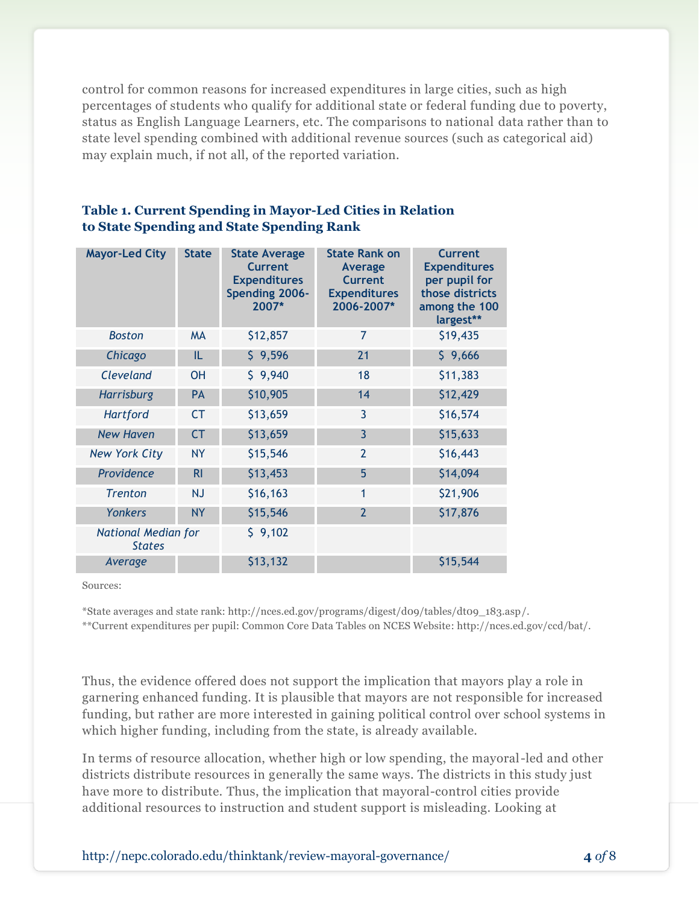control for common reasons for increased expenditures in large cities, such as high percentages of students who qualify for additional state or federal funding due to poverty, status as English Language Learners, etc. The comparisons to national data rather than to state level spending combined with additional revenue sources (such as categorical aid) may explain much, if not all, of the reported variation.

**Table 1. Current Spending in Mayor-Led Cities in Relation to State Spending and State Spending Rank**

| Mayor-Led City | State | State Average Current Expenditures Spending 2006-2007* | State Rank on Average Current Expenditures 2006-2007* | Current Expenditures per pupil for those districts among the 100 largest** |
|---|---|---|---|---|
| *Boston* | MA | $12,857 | 7 | $19,435 |
| *Chicago* | IL | $ 9,596 | 21 | $ 9,666 |
| *Cleveland* | OH | $ 9,940 | 18 | $11,383 |
| *Harrisburg* | PA | $10,905 | 14 | $12,429 |
| *Hartford* | CT | $13,659 | 3 | $16,574 |
| *New Haven* | CT | $13,659 | 3 | $15,633 |
| *New York City* | NY | $15,546 | 2 | $16,443 |
| *Providence* | RI | $13,453 | 5 | $14,094 |
| *Trenton* | NJ | $16,163 | 1 | $21,906 |
| *Yonkers* | NY | $15,546 | 2 | $17,876 |
| *National Median for States* | | $ 9,102 | | |
| *Average* | | $13,132 | | $15,544 |

Sources:

*State averages and state rank: http://nces.ed.gov/programs/digest/d09/tables/dt09_183.asp/.

**Current expenditures per pupil: Common Core Data Tables on NCES Website: http://nces.ed.gov/ccd/bat/.

Thus, the evidence offered does not support the implication that mayors play a role in garnering enhanced funding. It is plausible that mayors are not responsible for increased funding, but rather are more interested in gaining political control over school systems in which higher funding, including from the state, is already available.

In terms of resource allocation, whether high or low spending, the mayoral-led and other districts distribute resources in generally the same ways. The districts in this study just have more to distribute. Thus, the implication that mayoral-control cities provide additional resources to instruction and student support is misleading. Looking at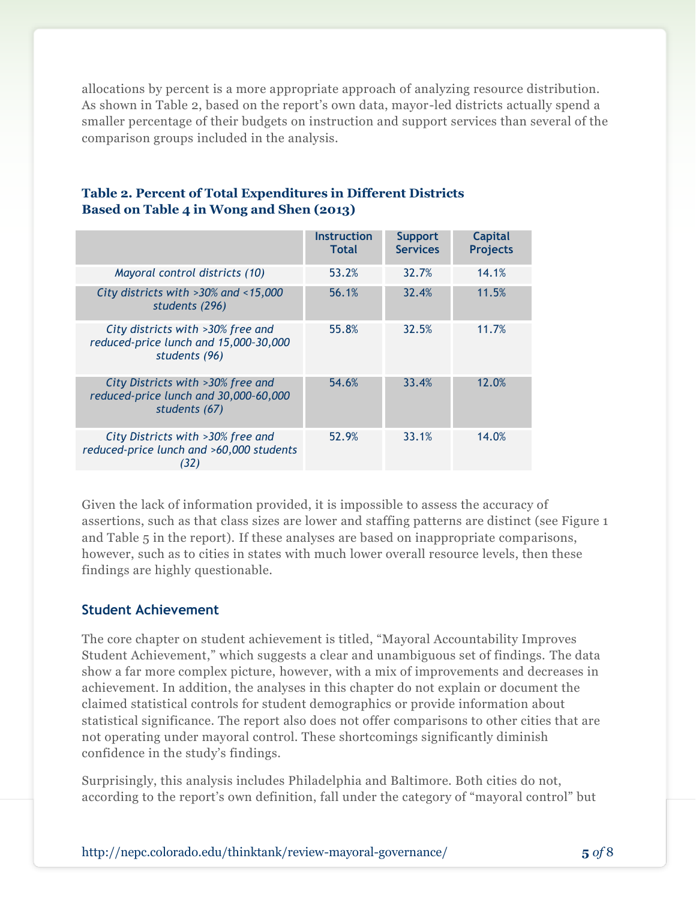allocations by percent is a more appropriate approach of analyzing resource distribution. As shown in Table 2, based on the report's own data, mayor-led districts actually spend a smaller percentage of their budgets on instruction and support services than several of the comparison groups included in the analysis.

**Table 2. Percent of Total Expenditures in Different Districts Based on Table 4 in Wong and Shen (2013)**

| | Instruction Total | Support Services | Capital Projects |
|---|---|---|---|
| *Mayoral control districts (10)* | 53.2% | 32.7% | 14.1% |
| *City districts with >30% and <15,000 students (296)* | 56.1% | 32.4% | 11.5% |
| *City districts with >30% free and reduced-price lunch and 15,000-30,000 students (96)* | 55.8% | 32.5% | 11.7% |
| *City Districts with >30% free and reduced-price lunch and 30,000-60,000 students (67)* | 54.6% | 33.4% | 12.0% |
| *City Districts with >30% free and reduced-price lunch and >60,000 students (32)* | 52.9% | 33.1% | 14.0% |

Given the lack of information provided, it is impossible to assess the accuracy of assertions, such as that class sizes are lower and staffing patterns are distinct (see Figure 1 and Table 5 in the report). If these analyses are based on inappropriate comparisons, however, such as to cities in states with much lower overall resource levels, then these findings are highly questionable.

## Student Achievement

The core chapter on student achievement is titled, "Mayoral Accountability Improves Student Achievement," which suggests a clear and unambiguous set of findings. The data show a far more complex picture, however, with a mix of improvements and decreases in achievement. In addition, the analyses in this chapter do not explain or document the claimed statistical controls for student demographics or provide information about statistical significance. The report also does not offer comparisons to other cities that are not operating under mayoral control. These shortcomings significantly diminish confidence in the study's findings.

Surprisingly, this analysis includes Philadelphia and Baltimore. Both cities do not, according to the report's own definition, fall under the category of "mayoral control" but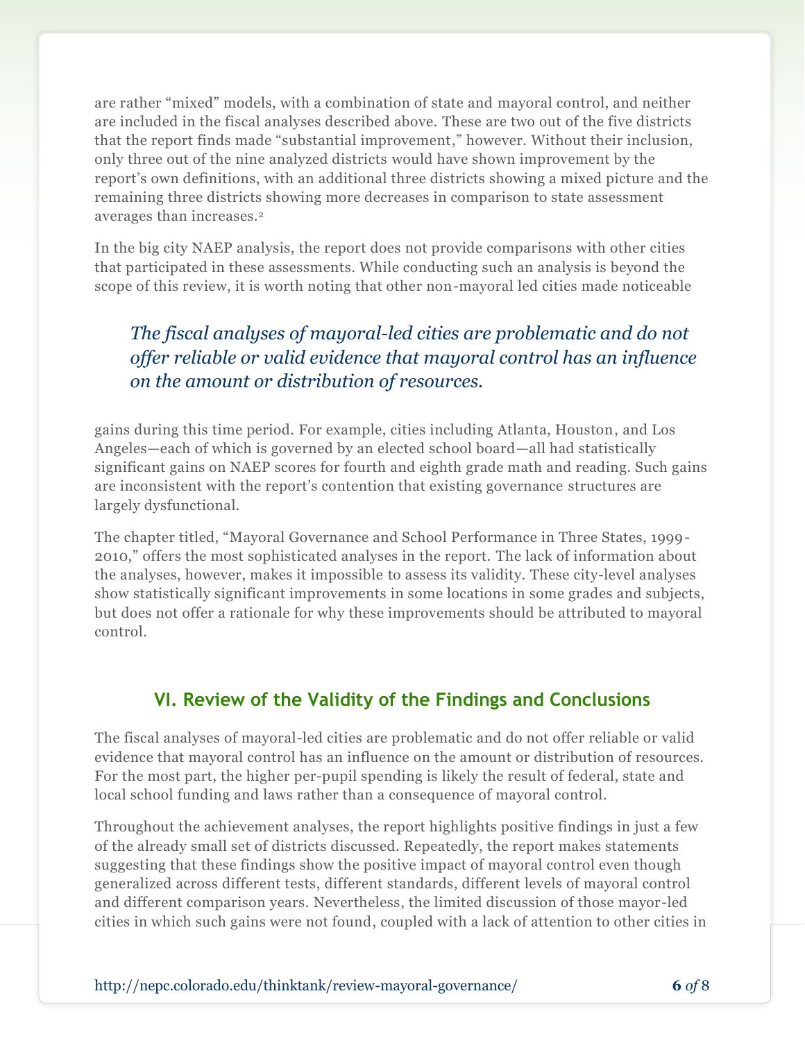are rather "mixed" models, with a combination of state and mayoral control, and neither are included in the fiscal analyses described above. These are two out of the five districts that the report finds made "substantial improvement," however. Without their inclusion, only three out of the nine analyzed districts would have shown improvement by the report's own definitions, with an additional three districts showing a mixed picture and the remaining three districts showing more decreases in comparison to state assessment averages than increases.[2]

In the big city NAEP analysis, the report does not provide comparisons with other cities that participated in these assessments. While conducting such an analysis is beyond the scope of this review, it is worth noting that other non-mayoral led cities made noticeable gains during this time period. For example, cities including Atlanta, Houston, and Los Angeles—each of which is governed by an elected school board—all had statistically significant gains on NAEP scores for fourth and eighth grade math and reading. Such gains are inconsistent with the report's contention that existing governance structures are largely dysfunctional.

> *The fiscal analyses of mayoral-led cities are problematic and do not offer reliable or valid evidence that mayoral control has an influence on the amount or distribution of resources.*

The chapter titled, "Mayoral Governance and School Performance in Three States, 1999-2010," offers the most sophisticated analyses in the report. The lack of information about the analyses, however, makes it impossible to assess its validity. These city-level analyses show statistically significant improvements in some locations in some grades and subjects, but does not offer a rationale for why these improvements should be attributed to mayoral control.

## VI. Review of the Validity of the Findings and Conclusions

The fiscal analyses of mayoral-led cities are problematic and do not offer reliable or valid evidence that mayoral control has an influence on the amount or distribution of resources. For the most part, the higher per-pupil spending is likely the result of federal, state and local school funding and laws rather than a consequence of mayoral control.

Throughout the achievement analyses, the report highlights positive findings in just a few of the already small set of districts discussed. Repeatedly, the report makes statements suggesting that these findings show the positive impact of mayoral control even though generalized across different tests, different standards, different levels of mayoral control and different comparison years. Nevertheless, the limited discussion of those mayor-led cities in which such gains were not found, coupled with a lack of attention to other cities in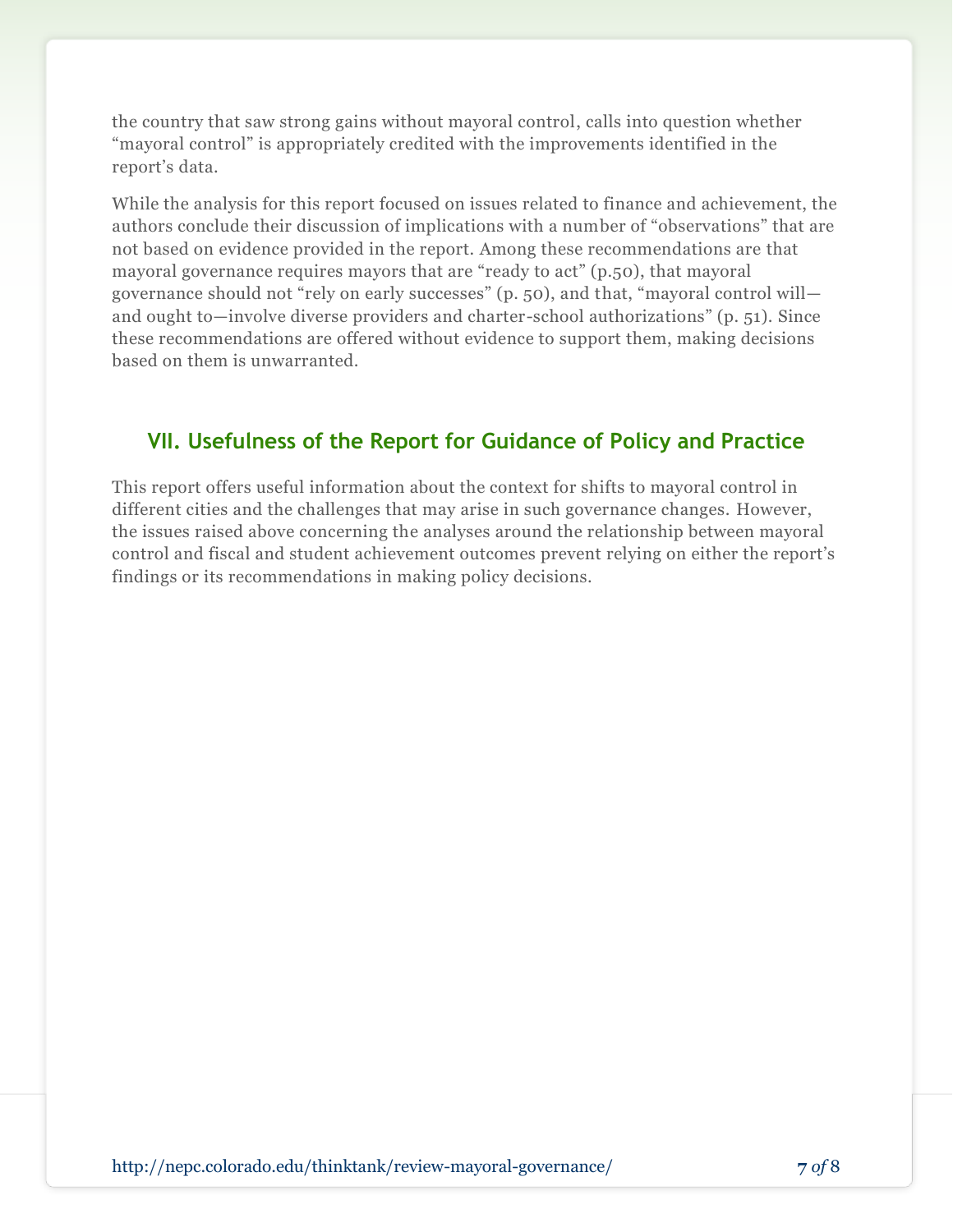the country that saw strong gains without mayoral control, calls into question whether "mayoral control" is appropriately credited with the improvements identified in the report's data.

While the analysis for this report focused on issues related to finance and achievement, the authors conclude their discussion of implications with a number of "observations" that are not based on evidence provided in the report. Among these recommendations are that mayoral governance requires mayors that are "ready to act" (p.50), that mayoral governance should not "rely on early successes" (p. 50), and that, "mayoral control will—and ought to—involve diverse providers and charter-school authorizations" (p. 51). Since these recommendations are offered without evidence to support them, making decisions based on them is unwarranted.

## VII. Usefulness of the Report for Guidance of Policy and Practice

This report offers useful information about the context for shifts to mayoral control in different cities and the challenges that may arise in such governance changes. However, the issues raised above concerning the analyses around the relationship between mayoral control and fiscal and student achievement outcomes prevent relying on either the report's findings or its recommendations in making policy decisions.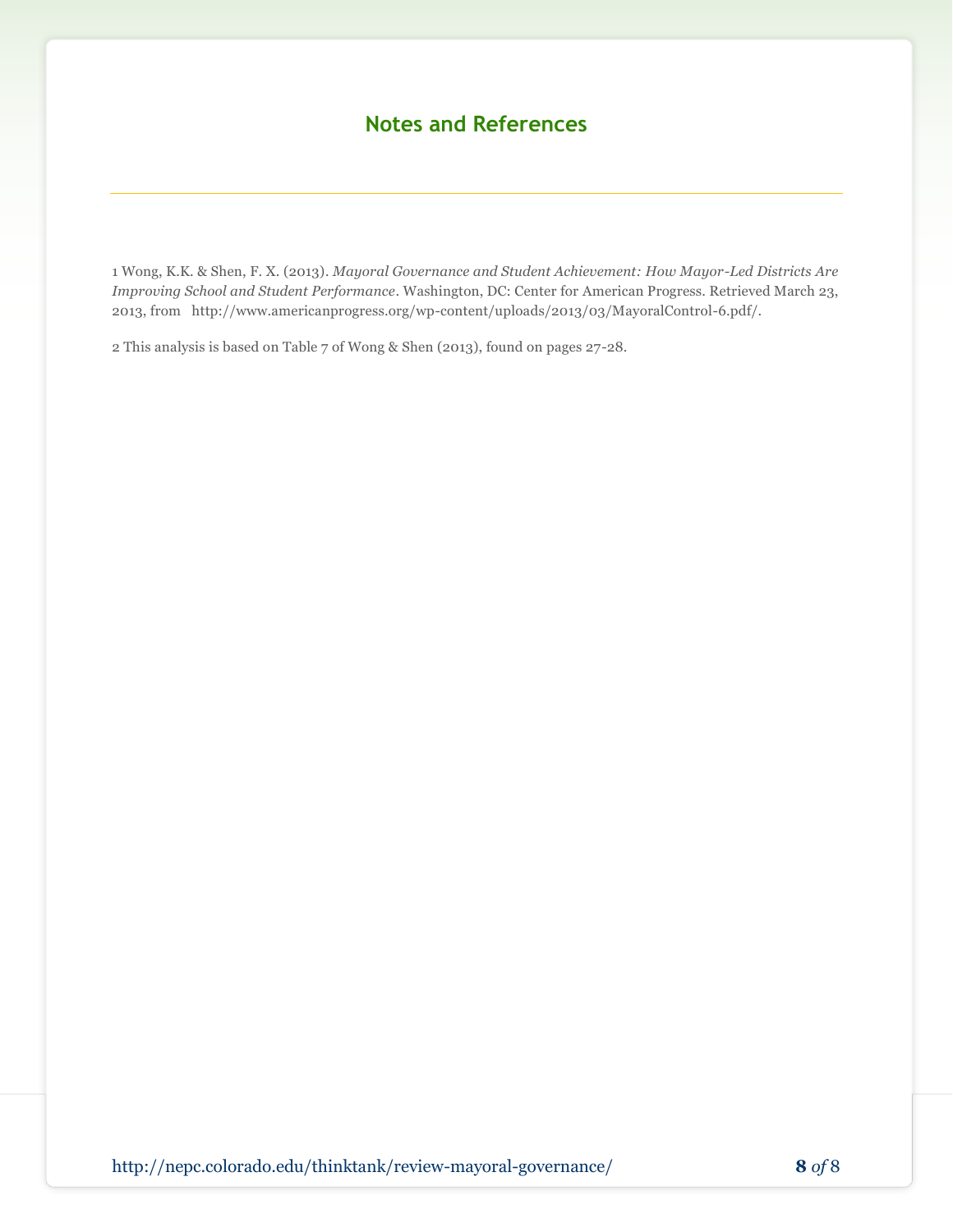## Notes and References

1 Wong, K.K. & Shen, F. X. (2013). *Mayoral Governance and Student Achievement: How Mayor-Led Districts Are Improving School and Student Performance*. Washington, DC: Center for American Progress. Retrieved March 23, 2013, from http://www.americanprogress.org/wp-content/uploads/2013/03/MayoralControl-6.pdf/.

2 This analysis is based on Table 7 of Wong & Shen (2013), found on pages 27-28.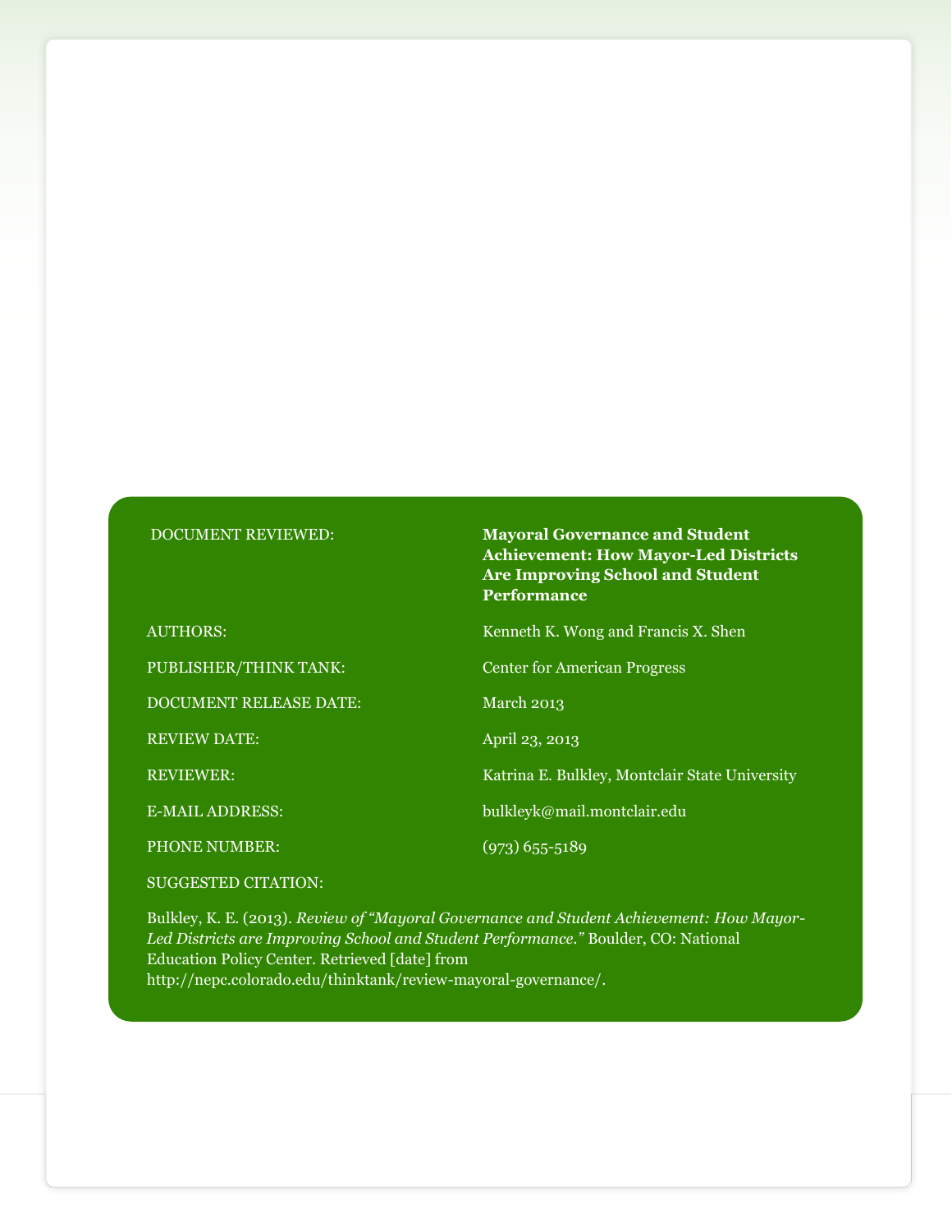| | |
|---|---|
| DOCUMENT REVIEWED: | **Mayoral Governance and Student Achievement: How Mayor-Led Districts Are Improving School and Student Performance** |
| AUTHORS: | Kenneth K. Wong and Francis X. Shen |
| PUBLISHER/THINK TANK: | Center for American Progress |
| DOCUMENT RELEASE DATE: | March 2013 |
| REVIEW DATE: | April 23, 2013 |
| REVIEWER: | Katrina E. Bulkley, Montclair State University |
| E-MAIL ADDRESS: | bulkleyk@mail.montclair.edu |
| PHONE NUMBER: | (973) 655-5189 |

SUGGESTED CITATION:

Bulkley, K. E. (2013). *Review of "Mayoral Governance and Student Achievement: How Mayor-Led Districts are Improving School and Student Performance."* Boulder, CO: National Education Policy Center. Retrieved [date] from http://nepc.colorado.edu/thinktank/review-mayoral-governance/.